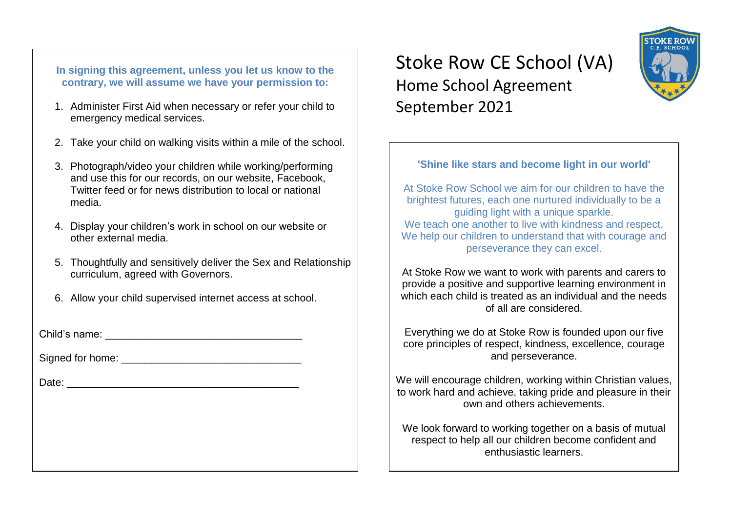# Stoke Row CE School (VA)

## Home School Agreement

## September 2021

**'Shine like stars and become light in our world'**

At Stoke Row School we aim for our children to have the brightest futures, each one nurtured individually to be a guiding light with a unique sparkle.
We teach one another to live with kindness and respect.
We help our children to understand that with courage and perseverance they can excel.

At Stoke Row we want to work with parents and carers to provide a positive and supportive learning environment in which each child is treated as an individual and the needs of all are considered.

Everything we do at Stoke Row is founded upon our five core principles of respect, kindness, excellence, courage and perseverance.

We will encourage children, working within Christian values, to work hard and achieve, taking pride and pleasure in their own and others achievements.

We look forward to working together on a basis of mutual respect to help all our children become confident and enthusiastic learners.

**In signing this agreement, unless you let us know to the contrary, we will assume we have your permission to:**

1. Administer First Aid when necessary or refer your child to emergency medical services.
2. Take your child on walking visits within a mile of the school.
3. Photograph/video your children while working/performing and use this for our records, on our website, Facebook, Twitter feed or for news distribution to local or national media.
4. Display your children's work in school on our website or other external media.
5. Thoughtfully and sensitively deliver the Sex and Relationship curriculum, agreed with Governors.
6. Allow your child supervised internet access at school.

Child's name: ________________________________

Signed for home: ______________________________

Date: ______________________________________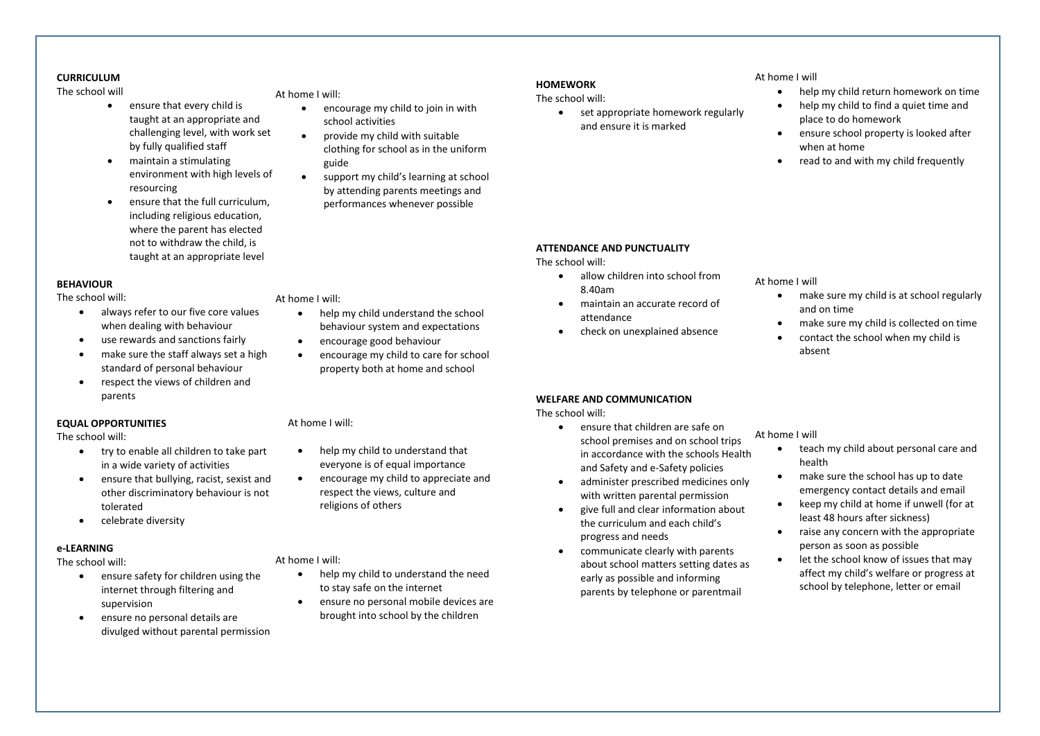### CURRICULUM

The school will

- ensure that every child is taught at an appropriate and challenging level, with work set by fully qualified staff
- maintain a stimulating environment with high levels of resourcing
- ensure that the full curriculum, including religious education, where the parent has elected not to withdraw the child, is taught at an appropriate level

At home I will:

- encourage my child to join in with school activities
- provide my child with suitable clothing for school as in the uniform guide
- support my child's learning at school by attending parents meetings and performances whenever possible

### BEHAVIOUR

The school will:

- always refer to our five core values when dealing with behaviour
- use rewards and sanctions fairly
- make sure the staff always set a high standard of personal behaviour
- respect the views of children and parents

At home I will:

- help my child understand the school behaviour system and expectations
- encourage good behaviour
- encourage my child to care for school property both at home and school

### EQUAL OPPORTUNITIES

The school will:

- try to enable all children to take part in a wide variety of activities
- ensure that bullying, racist, sexist and other discriminatory behaviour is not tolerated
- celebrate diversity

At home I will:

- help my child to understand that everyone is of equal importance
- encourage my child to appreciate and respect the views, culture and religions of others

### e-LEARNING

The school will:

- ensure safety for children using the internet through filtering and supervision
- ensure no personal details are divulged without parental permission

At home I will:

- help my child to understand the need to stay safe on the internet
- ensure no personal mobile devices are brought into school by the children

### HOMEWORK

The school will:

- set appropriate homework regularly and ensure it is marked

At home I will

- help my child return homework on time
- help my child to find a quiet time and place to do homework
- ensure school property is looked after when at home
- read to and with my child frequently

### ATTENDANCE AND PUNCTUALITY

The school will:

- allow children into school from 8.40am
- maintain an accurate record of attendance
- check on unexplained absence

At home I will

- make sure my child is at school regularly and on time
- make sure my child is collected on time
- contact the school when my child is absent

### WELFARE AND COMMUNICATION

The school will:

- ensure that children are safe on school premises and on school trips in accordance with the schools Health and Safety and e-Safety policies
- administer prescribed medicines only with written parental permission
- give full and clear information about the curriculum and each child's progress and needs
- communicate clearly with parents about school matters setting dates as early as possible and informing parents by telephone or parentmail

At home I will

- teach my child about personal care and health
- make sure the school has up to date emergency contact details and email
- keep my child at home if unwell (for at least 48 hours after sickness)
- raise any concern with the appropriate person as soon as possible
- let the school know of issues that may affect my child's welfare or progress at school by telephone, letter or email